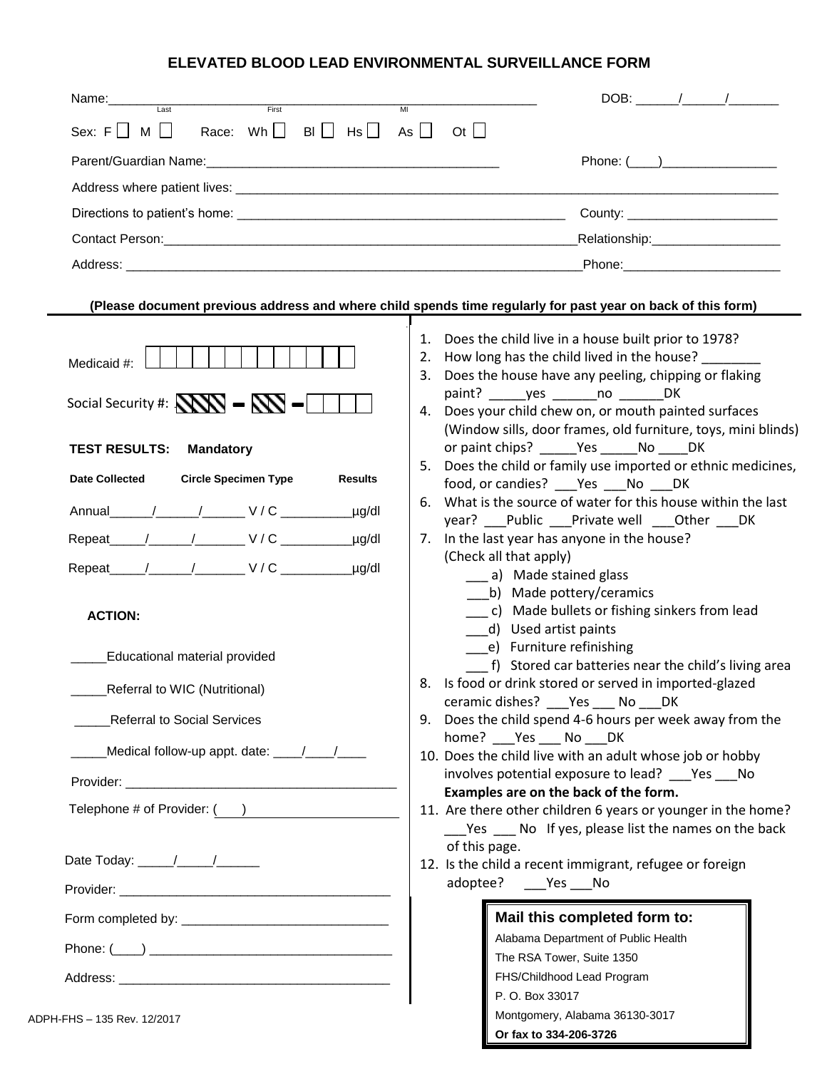# ELEVATED BLOOD LEAD ENVIRONMENTAL SURVEILLANCE FORM

Name:______________________________________________________________ DOB: ______/______/_______
(Last) (First) (MI)

Sex: F ☐ M ☐ Race: Wh ☐ Bl ☐ Hs ☐ As ☐ Ot ☐

Parent/Guardian Name:_________________________________________ Phone: (____)________________

Address where patient lives: ____________________________________________________________________

Directions to patient's home: _____________________________________________ County: _____________________

Contact Person:____________________________________________________________Relationship:__________________

Address: __________________________________________________________________Phone:______________________

**(Please document previous address and where child spends time regularly for past year on back of this form)**

Medicaid #: ☐☐☐☐☐☐☐☐☐☐☐☐☐

Social Security #: ▨▨▨ – ▨▨ – ☐☐☐☐

**TEST RESULTS: Mandatory**

| Date Collected | Circle Specimen Type | Results |
|---|---|---|
| Annual______/______/______ | V / C | __________µg/dl |
| Repeat_____/______/_______ | V / C | __________µg/dl |
| Repeat_____/______/_______ | V / C | __________µg/dl |

**ACTION:**

_____Educational material provided

_____Referral to WIC (Nutritional)

_____Referral to Social Services

_____Medical follow-up appt. date: ____/____/____

Provider: ______________________________________

Telephone # of Provider: (___) ______________________

Date Today: _____/_____/______

Provider: ______________________________________

Form completed by: _____________________________

Phone: (____) __________________________________

Address: ______________________________________

1. Does the child live in a house built prior to 1978?
2. How long has the child lived in the house? ________
3. Does the house have any peeling, chipping or flaking paint? _____yes ______no ______DK
4. Does your child chew on, or mouth painted surfaces (Window sills, door frames, old furniture, toys, mini blinds) or paint chips? _____Yes _____No ____DK
5. Does the child or family use imported or ethnic medicines, food, or candies? ___Yes ___No ___DK
6. What is the source of water for this house within the last year? ___Public ___Private well ___Other ___DK
7. In the last year has anyone in the house? (Check all that apply)
   - ___ a) Made stained glass
   - ___b) Made pottery/ceramics
   - ___ c) Made bullets or fishing sinkers from lead
   - ___d) Used artist paints
   - ___e) Furniture refinishing
   - ___ f) Stored car batteries near the child's living area
8. Is food or drink stored or served in imported-glazed ceramic dishes? ___Yes ___ No ___DK
9. Does the child spend 4-6 hours per week away from the home? ___Yes ___ No ___DK
10. Does the child live with an adult whose job or hobby involves potential exposure to lead? ___Yes ___No **Examples are on the back of the form.**
11. Are there other children 6 years or younger in the home? ___Yes ___ No If yes, please list the names on the back of this page.
12. Is the child a recent immigrant, refugee or foreign adoptee? ___Yes ___No

**Mail this completed form to:**
Alabama Department of Public Health
The RSA Tower, Suite 1350
FHS/Childhood Lead Program
P. O. Box 33017
Montgomery, Alabama 36130-3017
**Or fax to 334-206-3726**

ADPH-FHS – 135 Rev. 12/2017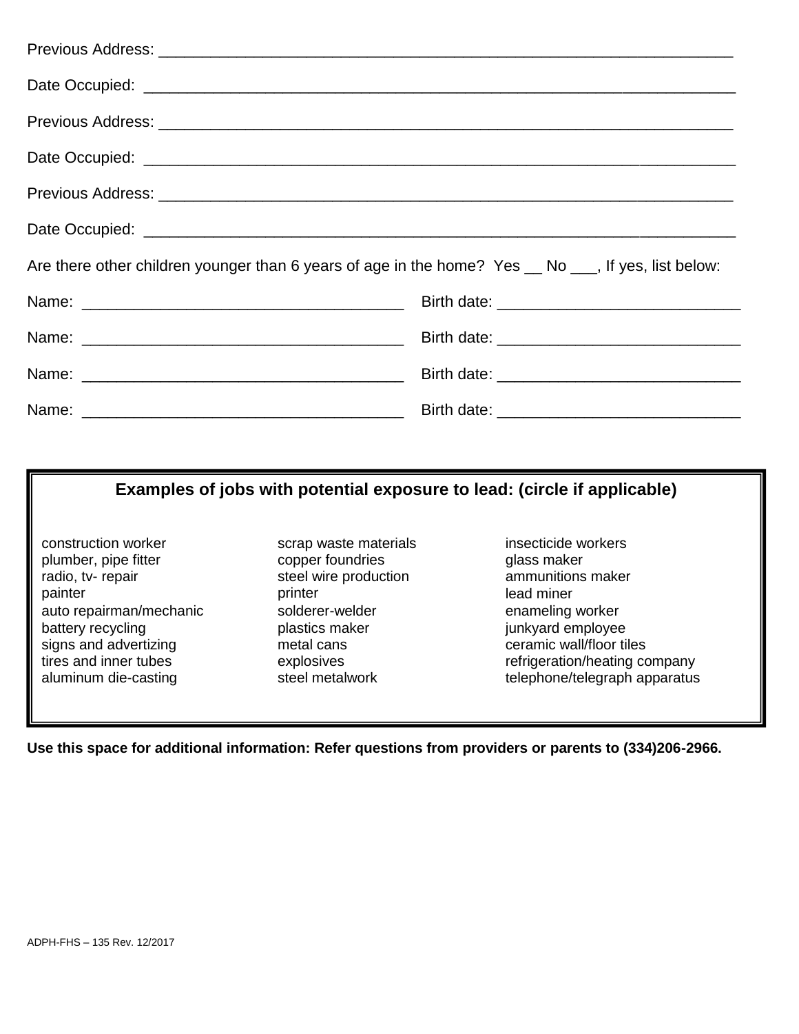Previous Address: ___________________________________________________________________

Date Occupied: ______________________________________________________________________

Previous Address: ___________________________________________________________________

Date Occupied: ______________________________________________________________________

Previous Address: ___________________________________________________________________

Date Occupied: ______________________________________________________________________

Are there other children younger than 6 years of age in the home? Yes __ No ___, If yes, list below:

Name: ______________________________________ Birth date: ____________________________

Name: ______________________________________ Birth date: ____________________________

Name: ______________________________________ Birth date: ____________________________

Name: ______________________________________ Birth date: ____________________________

**Examples of jobs with potential exposure to lead: (circle if applicable)**

| | | |
|---|---|---|
| construction worker | scrap waste materials | insecticide workers |
| plumber, pipe fitter | copper foundries | glass maker |
| radio, tv- repair | steel wire production | ammunitions maker |
| painter | printer | lead miner |
| auto repairman/mechanic | solderer-welder | enameling worker |
| battery recycling | plastics maker | junkyard employee |
| signs and advertizing | metal cans | ceramic wall/floor tiles |
| tires and inner tubes | explosives | refrigeration/heating company |
| aluminum die-casting | steel metalwork | telephone/telegraph apparatus |

**Use this space for additional information: Refer questions from providers or parents to (334)206-2966.**

ADPH-FHS – 135 Rev. 12/2017